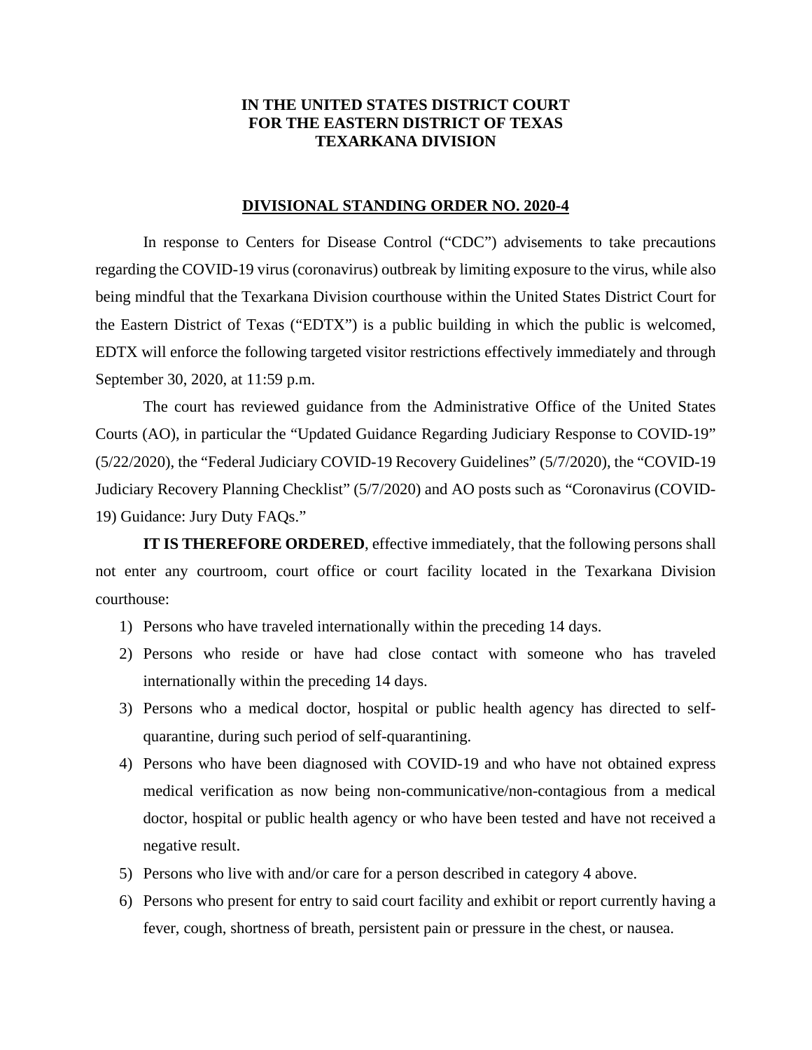**IN THE UNITED STATES DISTRICT COURT**
**FOR THE EASTERN DISTRICT OF TEXAS**
**TEXARKANA DIVISION**

**DIVISIONAL STANDING ORDER NO. 2020-4**

In response to Centers for Disease Control ("CDC") advisements to take precautions regarding the COVID-19 virus (coronavirus) outbreak by limiting exposure to the virus, while also being mindful that the Texarkana Division courthouse within the United States District Court for the Eastern District of Texas ("EDTX") is a public building in which the public is welcomed, EDTX will enforce the following targeted visitor restrictions effectively immediately and through September 30, 2020, at 11:59 p.m.

The court has reviewed guidance from the Administrative Office of the United States Courts (AO), in particular the "Updated Guidance Regarding Judiciary Response to COVID-19" (5/22/2020), the "Federal Judiciary COVID-19 Recovery Guidelines" (5/7/2020), the "COVID-19 Judiciary Recovery Planning Checklist" (5/7/2020) and AO posts such as "Coronavirus (COVID-19) Guidance: Jury Duty FAQs."

**IT IS THEREFORE ORDERED**, effective immediately, that the following persons shall not enter any courtroom, court office or court facility located in the Texarkana Division courthouse:

1) Persons who have traveled internationally within the preceding 14 days.
2) Persons who reside or have had close contact with someone who has traveled internationally within the preceding 14 days.
3) Persons who a medical doctor, hospital or public health agency has directed to self-quarantine, during such period of self-quarantining.
4) Persons who have been diagnosed with COVID-19 and who have not obtained express medical verification as now being non-communicative/non-contagious from a medical doctor, hospital or public health agency or who have been tested and have not received a negative result.
5) Persons who live with and/or care for a person described in category 4 above.
6) Persons who present for entry to said court facility and exhibit or report currently having a fever, cough, shortness of breath, persistent pain or pressure in the chest, or nausea.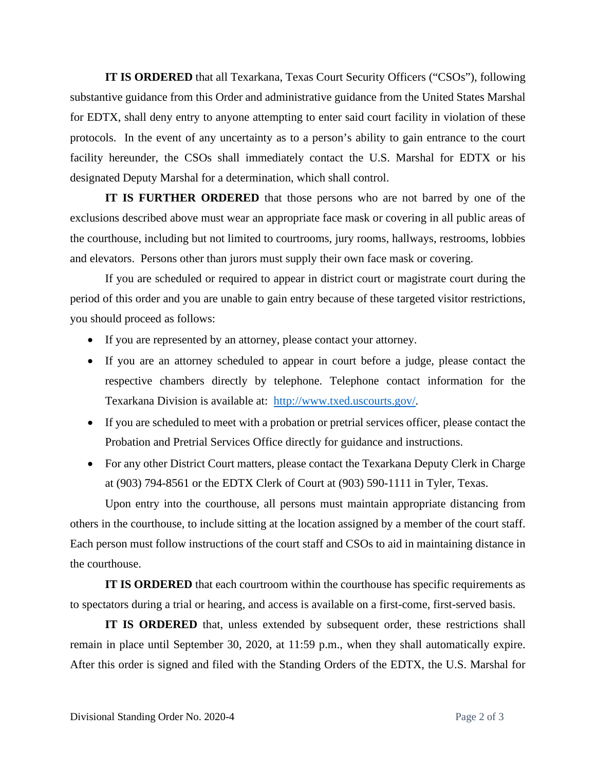**IT IS ORDERED** that all Texarkana, Texas Court Security Officers ("CSOs"), following substantive guidance from this Order and administrative guidance from the United States Marshal for EDTX, shall deny entry to anyone attempting to enter said court facility in violation of these protocols. In the event of any uncertainty as to a person's ability to gain entrance to the court facility hereunder, the CSOs shall immediately contact the U.S. Marshal for EDTX or his designated Deputy Marshal for a determination, which shall control.

**IT IS FURTHER ORDERED** that those persons who are not barred by one of the exclusions described above must wear an appropriate face mask or covering in all public areas of the courthouse, including but not limited to courtrooms, jury rooms, hallways, restrooms, lobbies and elevators. Persons other than jurors must supply their own face mask or covering.

If you are scheduled or required to appear in district court or magistrate court during the period of this order and you are unable to gain entry because of these targeted visitor restrictions, you should proceed as follows:

- If you are represented by an attorney, please contact your attorney.
- If you are an attorney scheduled to appear in court before a judge, please contact the respective chambers directly by telephone. Telephone contact information for the Texarkana Division is available at: [http://www.txed.uscourts.gov/](http://www.txed.uscourts.gov/).
- If you are scheduled to meet with a probation or pretrial services officer, please contact the Probation and Pretrial Services Office directly for guidance and instructions.
- For any other District Court matters, please contact the Texarkana Deputy Clerk in Charge at (903) 794-8561 or the EDTX Clerk of Court at (903) 590-1111 in Tyler, Texas.

Upon entry into the courthouse, all persons must maintain appropriate distancing from others in the courthouse, to include sitting at the location assigned by a member of the court staff. Each person must follow instructions of the court staff and CSOs to aid in maintaining distance in the courthouse.

**IT IS ORDERED** that each courtroom within the courthouse has specific requirements as to spectators during a trial or hearing, and access is available on a first-come, first-served basis.

**IT IS ORDERED** that, unless extended by subsequent order, these restrictions shall remain in place until September 30, 2020, at 11:59 p.m., when they shall automatically expire. After this order is signed and filed with the Standing Orders of the EDTX, the U.S. Marshal for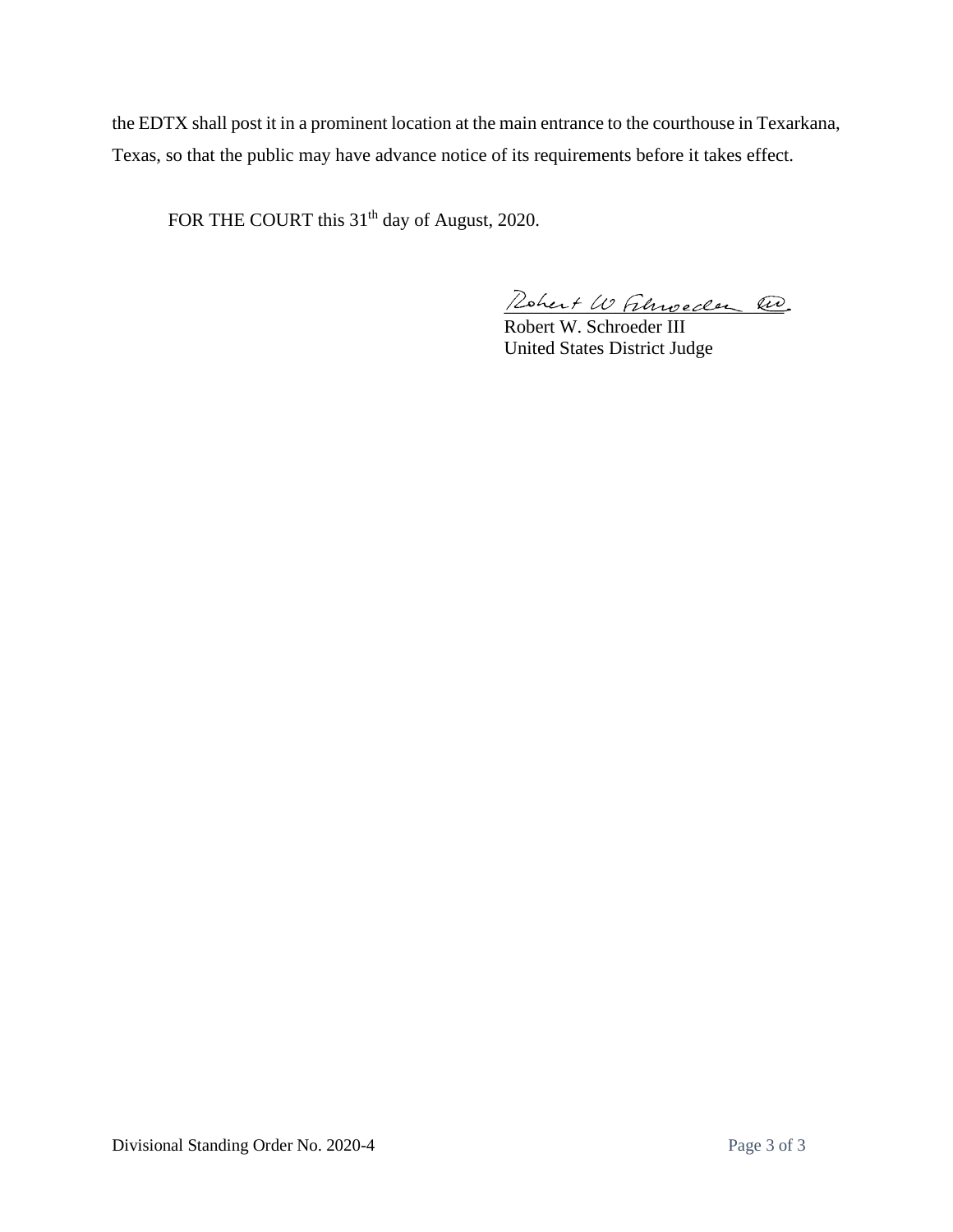the EDTX shall post it in a prominent location at the main entrance to the courthouse in Texarkana, Texas, so that the public may have advance notice of its requirements before it takes effect.

FOR THE COURT this 31th day of August, 2020.

Robert W. Schroeder III
United States District Judge